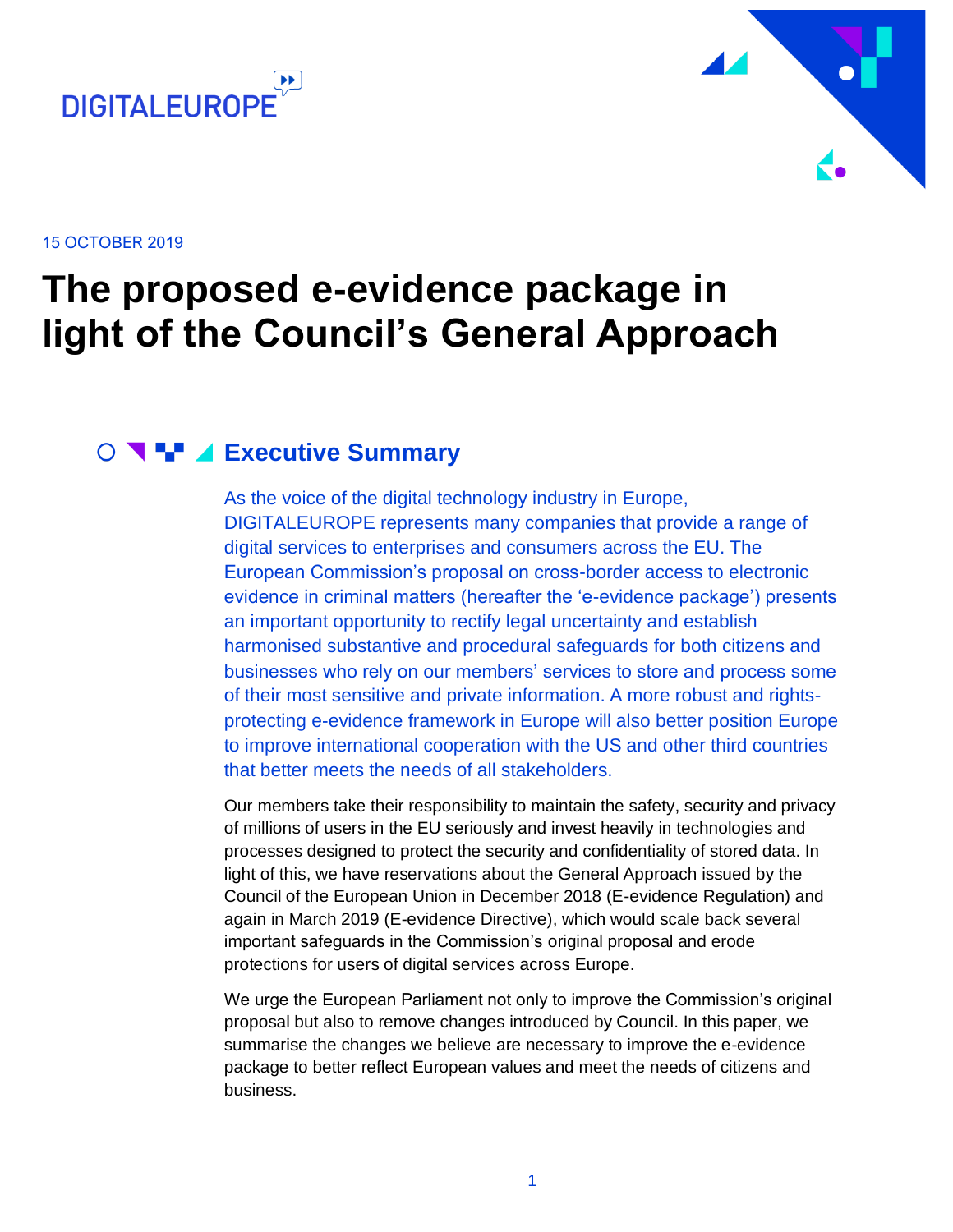DIGITALEUROPE

15 OCTOBER 2019

# The proposed e-evidence package in light of the Council's General Approach

## Executive Summary

As the voice of the digital technology industry in Europe, DIGITALEUROPE represents many companies that provide a range of digital services to enterprises and consumers across the EU. The European Commission's proposal on cross-border access to electronic evidence in criminal matters (hereafter the 'e-evidence package') presents an important opportunity to rectify legal uncertainty and establish harmonised substantive and procedural safeguards for both citizens and businesses who rely on our members' services to store and process some of their most sensitive and private information. A more robust and rights-protecting e-evidence framework in Europe will also better position Europe to improve international cooperation with the US and other third countries that better meets the needs of all stakeholders.

Our members take their responsibility to maintain the safety, security and privacy of millions of users in the EU seriously and invest heavily in technologies and processes designed to protect the security and confidentiality of stored data. In light of this, we have reservations about the General Approach issued by the Council of the European Union in December 2018 (E-evidence Regulation) and again in March 2019 (E-evidence Directive), which would scale back several important safeguards in the Commission's original proposal and erode protections for users of digital services across Europe.

We urge the European Parliament not only to improve the Commission's original proposal but also to remove changes introduced by Council. In this paper, we summarise the changes we believe are necessary to improve the e-evidence package to better reflect European values and meet the needs of citizens and business.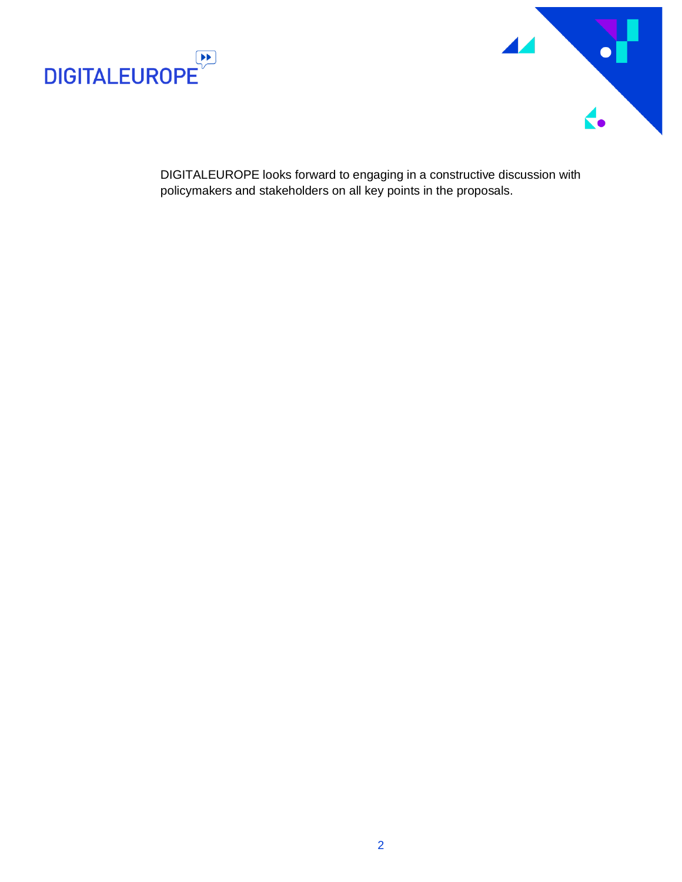DIGITALEUROPE looks forward to engaging in a constructive discussion with policymakers and stakeholders on all key points in the proposals.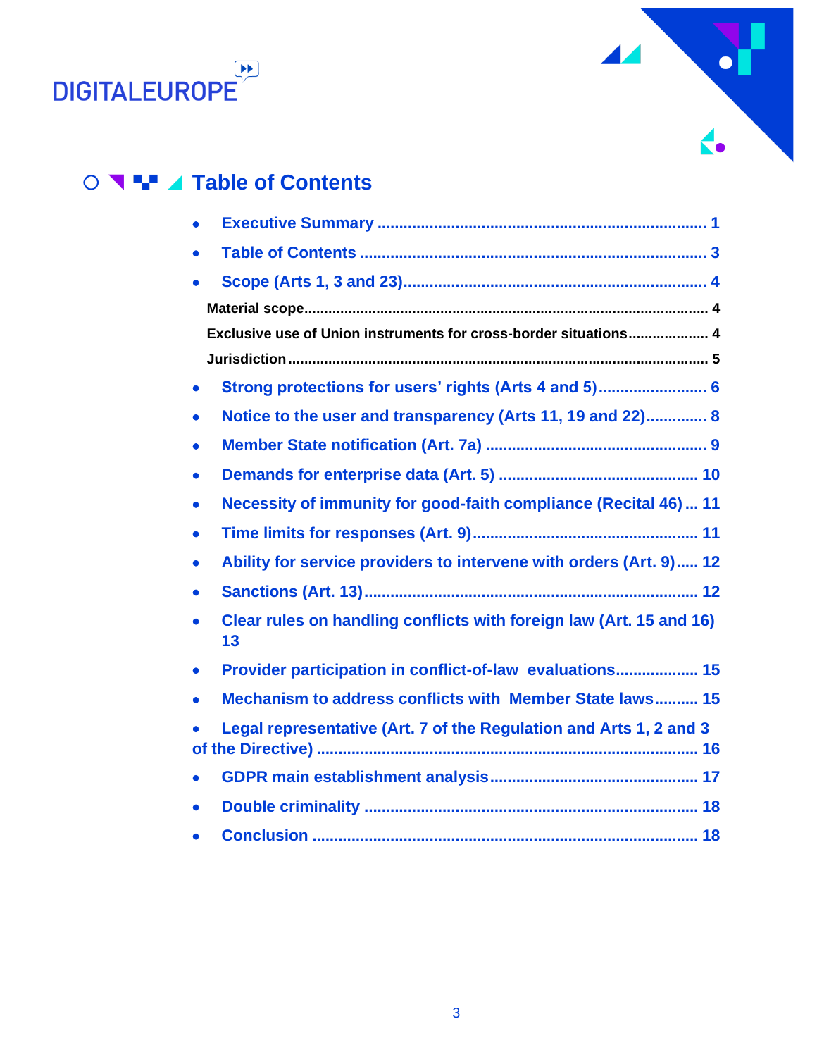# Table of Contents

- Executive Summary ........ 1
- Table of Contents ........ 3
- Scope (Arts 1, 3 and 23)........ 4
  - Material scope........ 4
  - Exclusive use of Union instruments for cross-border situations........ 4
  - Jurisdiction........ 5
- Strong protections for users' rights (Arts 4 and 5)........ 6
- Notice to the user and transparency (Arts 11, 19 and 22)........ 8
- Member State notification (Art. 7a) ........ 9
- Demands for enterprise data (Art. 5) ........ 10
- Necessity of immunity for good-faith compliance (Recital 46) ... 11
- Time limits for responses (Art. 9)........ 11
- Ability for service providers to intervene with orders (Art. 9)..... 12
- Sanctions (Art. 13)........ 12
- Clear rules on handling conflicts with foreign law (Art. 15 and 16) 13
- Provider participation in conflict-of-law evaluations........ 15
- Mechanism to address conflicts with Member State laws........ 15
- Legal representative (Art. 7 of the Regulation and Arts 1, 2 and 3 of the Directive) ........ 16
- GDPR main establishment analysis........ 17
- Double criminality ........ 18
- Conclusion ........ 18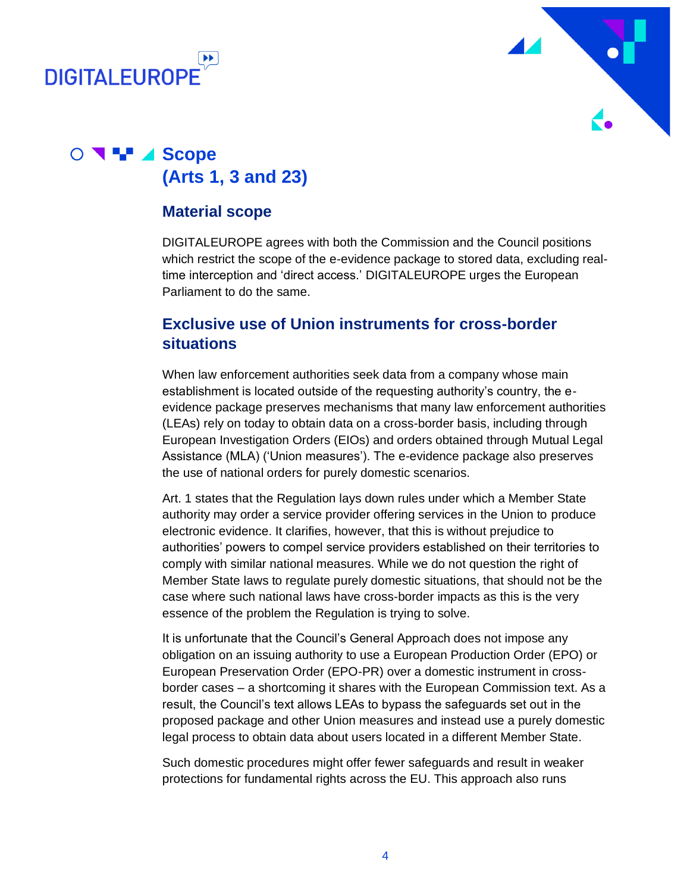# Scope (Arts 1, 3 and 23)

## Material scope

DIGITALEUROPE agrees with both the Commission and the Council positions which restrict the scope of the e-evidence package to stored data, excluding real-time interception and 'direct access.' DIGITALEUROPE urges the European Parliament to do the same.

## Exclusive use of Union instruments for cross-border situations

When law enforcement authorities seek data from a company whose main establishment is located outside of the requesting authority's country, the e-evidence package preserves mechanisms that many law enforcement authorities (LEAs) rely on today to obtain data on a cross-border basis, including through European Investigation Orders (EIOs) and orders obtained through Mutual Legal Assistance (MLA) ('Union measures'). The e-evidence package also preserves the use of national orders for purely domestic scenarios.

Art. 1 states that the Regulation lays down rules under which a Member State authority may order a service provider offering services in the Union to produce electronic evidence. It clarifies, however, that this is without prejudice to authorities' powers to compel service providers established on their territories to comply with similar national measures. While we do not question the right of Member State laws to regulate purely domestic situations, that should not be the case where such national laws have cross-border impacts as this is the very essence of the problem the Regulation is trying to solve.

It is unfortunate that the Council's General Approach does not impose any obligation on an issuing authority to use a European Production Order (EPO) or European Preservation Order (EPO-PR) over a domestic instrument in cross-border cases – a shortcoming it shares with the European Commission text. As a result, the Council's text allows LEAs to bypass the safeguards set out in the proposed package and other Union measures and instead use a purely domestic legal process to obtain data about users located in a different Member State.

Such domestic procedures might offer fewer safeguards and result in weaker protections for fundamental rights across the EU. This approach also runs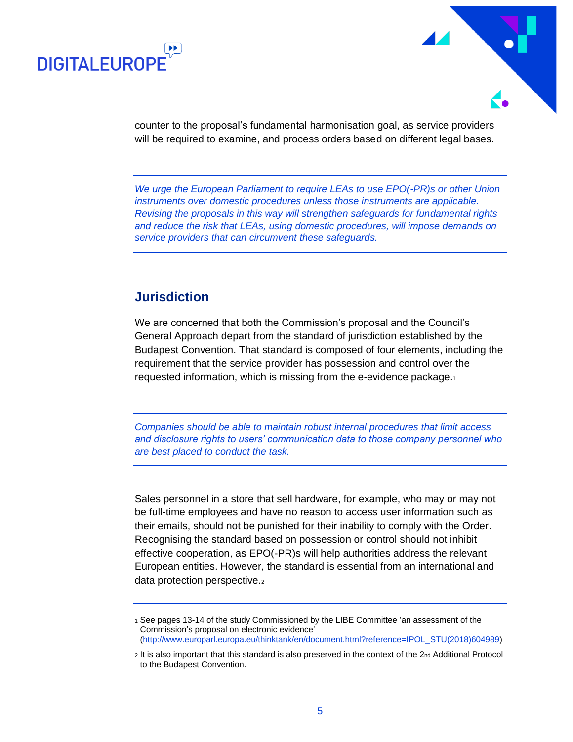counter to the proposal's fundamental harmonisation goal, as service providers will be required to examine, and process orders based on different legal bases.

*We urge the European Parliament to require LEAs to use EPO(-PR)s or other Union instruments over domestic procedures unless those instruments are applicable. Revising the proposals in this way will strengthen safeguards for fundamental rights and reduce the risk that LEAs, using domestic procedures, will impose demands on service providers that can circumvent these safeguards.*

## Jurisdiction

We are concerned that both the Commission's proposal and the Council's General Approach depart from the standard of jurisdiction established by the Budapest Convention. That standard is composed of four elements, including the requirement that the service provider has possession and control over the requested information, which is missing from the e-evidence package.[1]

*Companies should be able to maintain robust internal procedures that limit access and disclosure rights to users' communication data to those company personnel who are best placed to conduct the task.*

Sales personnel in a store that sell hardware, for example, who may or may not be full-time employees and have no reason to access user information such as their emails, should not be punished for their inability to comply with the Order. Recognising the standard based on possession or control should not inhibit effective cooperation, as EPO(-PR)s will help authorities address the relevant European entities. However, the standard is essential from an international and data protection perspective.[2]

[1] See pages 13-14 of the study Commissioned by the LIBE Committee 'an assessment of the Commission's proposal on electronic evidence' (http://www.europarl.europa.eu/thinktank/en/document.html?reference=IPOL_STU(2018)604989)

[2] It is also important that this standard is also preserved in the context of the 2nd Additional Protocol to the Budapest Convention.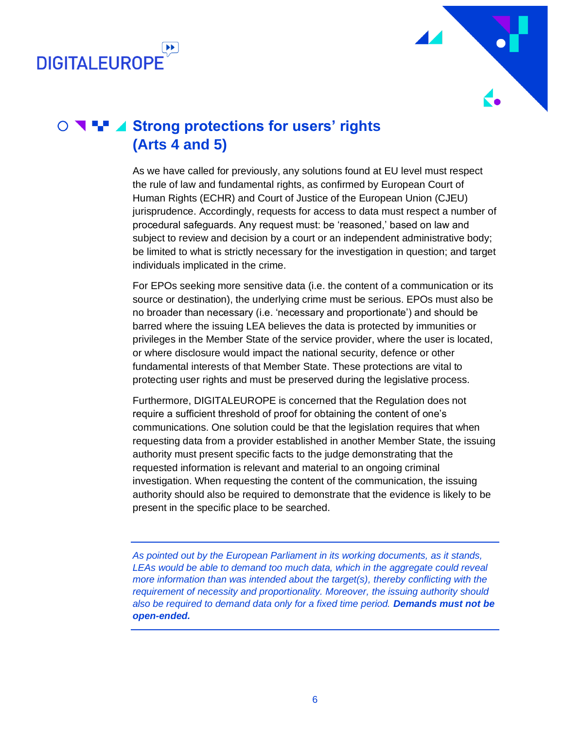## Strong protections for users' rights (Arts 4 and 5)

As we have called for previously, any solutions found at EU level must respect the rule of law and fundamental rights, as confirmed by European Court of Human Rights (ECHR) and Court of Justice of the European Union (CJEU) jurisprudence. Accordingly, requests for access to data must respect a number of procedural safeguards. Any request must: be 'reasoned,' based on law and subject to review and decision by a court or an independent administrative body; be limited to what is strictly necessary for the investigation in question; and target individuals implicated in the crime.

For EPOs seeking more sensitive data (i.e. the content of a communication or its source or destination), the underlying crime must be serious. EPOs must also be no broader than necessary (i.e. 'necessary and proportionate') and should be barred where the issuing LEA believes the data is protected by immunities or privileges in the Member State of the service provider, where the user is located, or where disclosure would impact the national security, defence or other fundamental interests of that Member State. These protections are vital to protecting user rights and must be preserved during the legislative process.

Furthermore, DIGITALEUROPE is concerned that the Regulation does not require a sufficient threshold of proof for obtaining the content of one's communications. One solution could be that the legislation requires that when requesting data from a provider established in another Member State, the issuing authority must present specific facts to the judge demonstrating that the requested information is relevant and material to an ongoing criminal investigation. When requesting the content of the communication, the issuing authority should also be required to demonstrate that the evidence is likely to be present in the specific place to be searched.

---

*As pointed out by the European Parliament in its working documents, as it stands, LEAs would be able to demand too much data, which in the aggregate could reveal more information than was intended about the target(s), thereby conflicting with the requirement of necessity and proportionality. Moreover, the issuing authority should also be required to demand data only for a fixed time period.* ***Demands must not be open-ended.***

---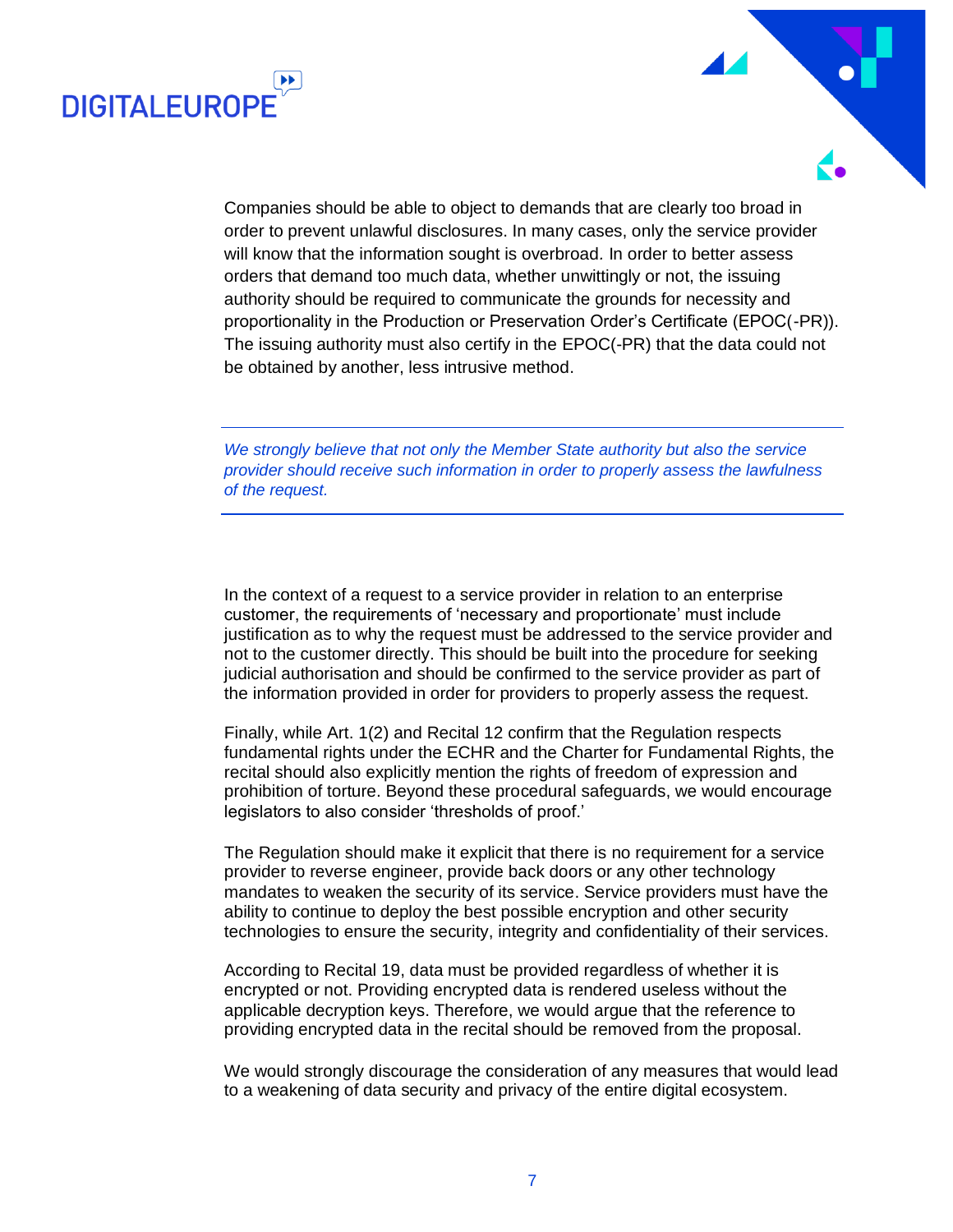Companies should be able to object to demands that are clearly too broad in order to prevent unlawful disclosures. In many cases, only the service provider will know that the information sought is overbroad. In order to better assess orders that demand too much data, whether unwittingly or not, the issuing authority should be required to communicate the grounds for necessity and proportionality in the Production or Preservation Order's Certificate (EPOC(-PR)). The issuing authority must also certify in the EPOC(-PR) that the data could not be obtained by another, less intrusive method.

---

*We strongly believe that not only the Member State authority but also the service provider should receive such information in order to properly assess the lawfulness of the request.*

---

In the context of a request to a service provider in relation to an enterprise customer, the requirements of 'necessary and proportionate' must include justification as to why the request must be addressed to the service provider and not to the customer directly. This should be built into the procedure for seeking judicial authorisation and should be confirmed to the service provider as part of the information provided in order for providers to properly assess the request.

Finally, while Art. 1(2) and Recital 12 confirm that the Regulation respects fundamental rights under the ECHR and the Charter for Fundamental Rights, the recital should also explicitly mention the rights of freedom of expression and prohibition of torture. Beyond these procedural safeguards, we would encourage legislators to also consider 'thresholds of proof.'

The Regulation should make it explicit that there is no requirement for a service provider to reverse engineer, provide back doors or any other technology mandates to weaken the security of its service. Service providers must have the ability to continue to deploy the best possible encryption and other security technologies to ensure the security, integrity and confidentiality of their services.

According to Recital 19, data must be provided regardless of whether it is encrypted or not. Providing encrypted data is rendered useless without the applicable decryption keys. Therefore, we would argue that the reference to providing encrypted data in the recital should be removed from the proposal.

We would strongly discourage the consideration of any measures that would lead to a weakening of data security and privacy of the entire digital ecosystem.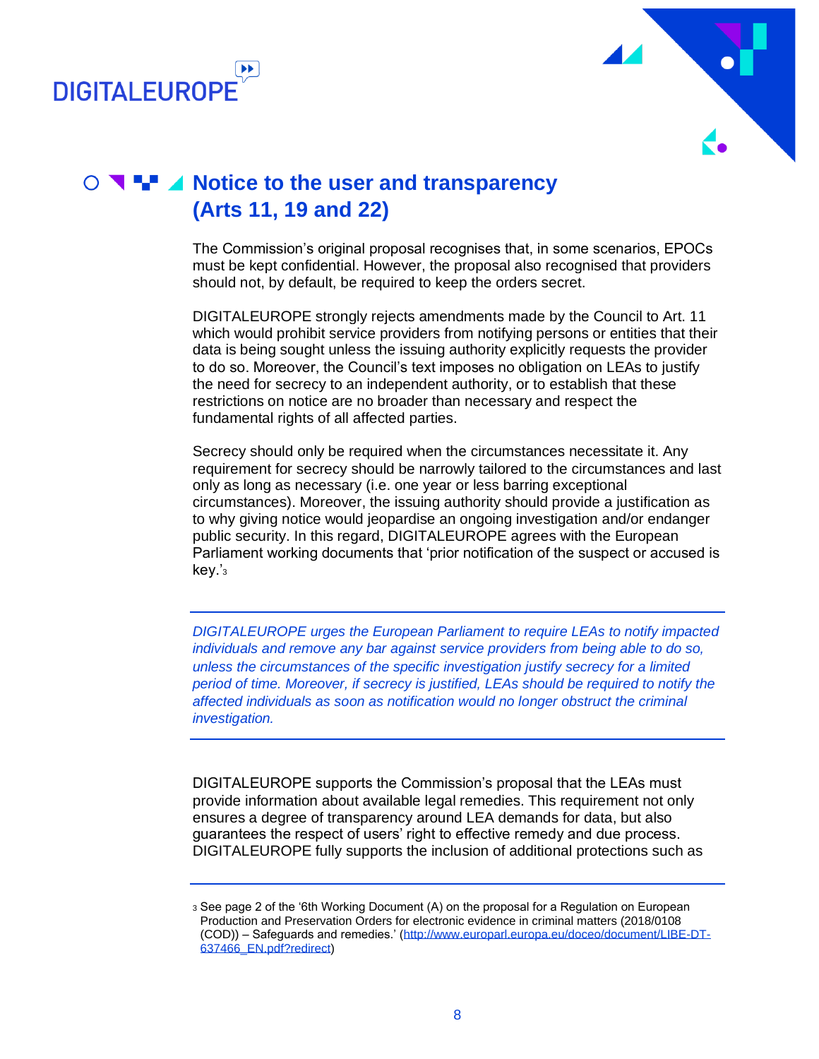## Notice to the user and transparency (Arts 11, 19 and 22)

The Commission's original proposal recognises that, in some scenarios, EPOCs must be kept confidential. However, the proposal also recognised that providers should not, by default, be required to keep the orders secret.

DIGITALEUROPE strongly rejects amendments made by the Council to Art. 11 which would prohibit service providers from notifying persons or entities that their data is being sought unless the issuing authority explicitly requests the provider to do so. Moreover, the Council's text imposes no obligation on LEAs to justify the need for secrecy to an independent authority, or to establish that these restrictions on notice are no broader than necessary and respect the fundamental rights of all affected parties.

Secrecy should only be required when the circumstances necessitate it. Any requirement for secrecy should be narrowly tailored to the circumstances and last only as long as necessary (i.e. one year or less barring exceptional circumstances). Moreover, the issuing authority should provide a justification as to why giving notice would jeopardise an ongoing investigation and/or endanger public security. In this regard, DIGITALEUROPE agrees with the European Parliament working documents that 'prior notification of the suspect or accused is key.'[3]

---

*DIGITALEUROPE urges the European Parliament to require LEAs to notify impacted individuals and remove any bar against service providers from being able to do so, unless the circumstances of the specific investigation justify secrecy for a limited period of time. Moreover, if secrecy is justified, LEAs should be required to notify the affected individuals as soon as notification would no longer obstruct the criminal investigation.*

---

DIGITALEUROPE supports the Commission's proposal that the LEAs must provide information about available legal remedies. This requirement not only ensures a degree of transparency around LEA demands for data, but also guarantees the respect of users' right to effective remedy and due process. DIGITALEUROPE fully supports the inclusion of additional protections such as

---

[3] See page 2 of the '6th Working Document (A) on the proposal for a Regulation on European Production and Preservation Orders for electronic evidence in criminal matters (2018/0108 (COD)) – Safeguards and remedies.' (http://www.europarl.europa.eu/doceo/document/LIBE-DT-637466_EN.pdf?redirect)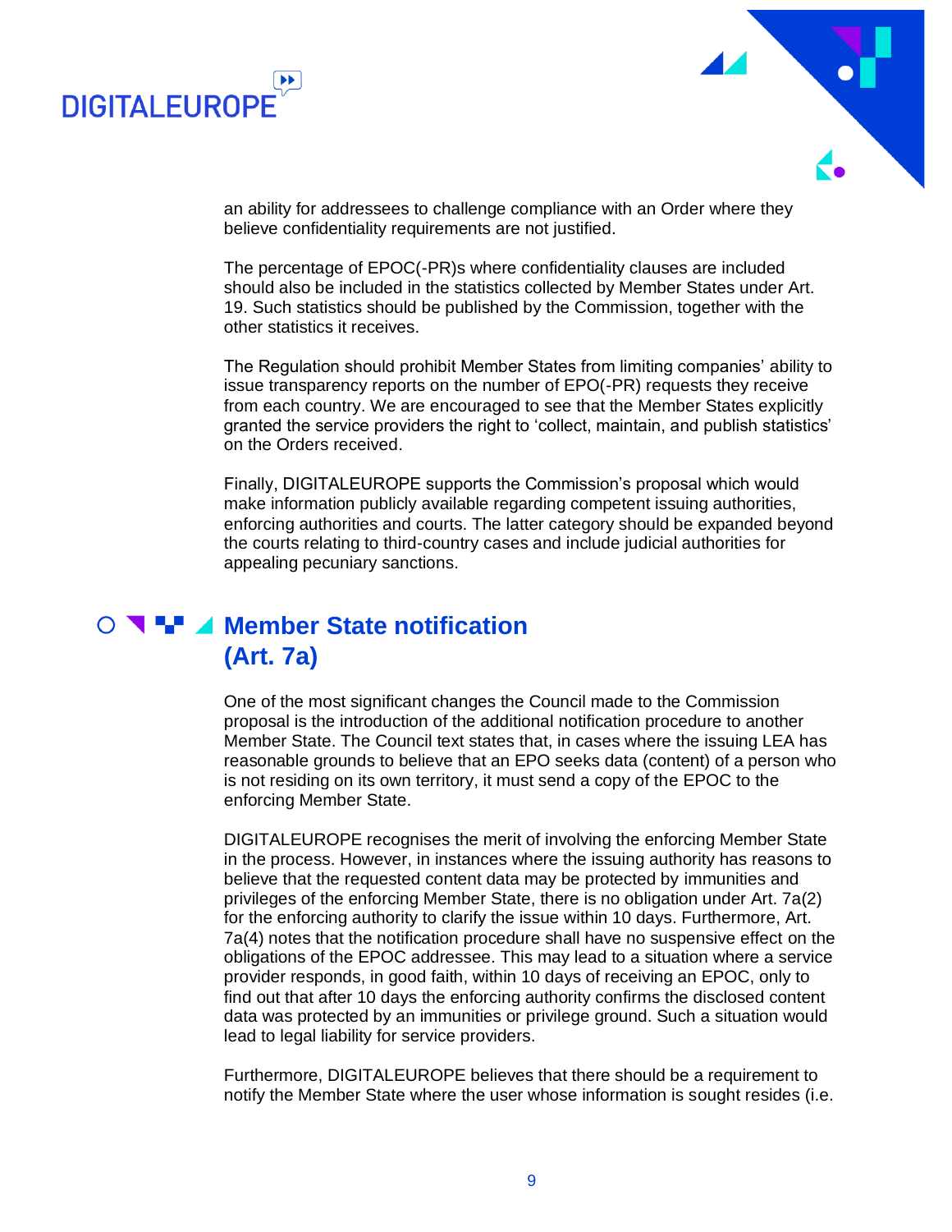an ability for addressees to challenge compliance with an Order where they believe confidentiality requirements are not justified.

The percentage of EPOC(-PR)s where confidentiality clauses are included should also be included in the statistics collected by Member States under Art. 19. Such statistics should be published by the Commission, together with the other statistics it receives.

The Regulation should prohibit Member States from limiting companies' ability to issue transparency reports on the number of EPO(-PR) requests they receive from each country. We are encouraged to see that the Member States explicitly granted the service providers the right to 'collect, maintain, and publish statistics' on the Orders received.

Finally, DIGITALEUROPE supports the Commission's proposal which would make information publicly available regarding competent issuing authorities, enforcing authorities and courts. The latter category should be expanded beyond the courts relating to third-country cases and include judicial authorities for appealing pecuniary sanctions.

## Member State notification (Art. 7a)

One of the most significant changes the Council made to the Commission proposal is the introduction of the additional notification procedure to another Member State. The Council text states that, in cases where the issuing LEA has reasonable grounds to believe that an EPO seeks data (content) of a person who is not residing on its own territory, it must send a copy of the EPOC to the enforcing Member State.

DIGITALEUROPE recognises the merit of involving the enforcing Member State in the process. However, in instances where the issuing authority has reasons to believe that the requested content data may be protected by immunities and privileges of the enforcing Member State, there is no obligation under Art. 7a(2) for the enforcing authority to clarify the issue within 10 days. Furthermore, Art. 7a(4) notes that the notification procedure shall have no suspensive effect on the obligations of the EPOC addressee. This may lead to a situation where a service provider responds, in good faith, within 10 days of receiving an EPOC, only to find out that after 10 days the enforcing authority confirms the disclosed content data was protected by an immunities or privilege ground. Such a situation would lead to legal liability for service providers.

Furthermore, DIGITALEUROPE believes that there should be a requirement to notify the Member State where the user whose information is sought resides (i.e.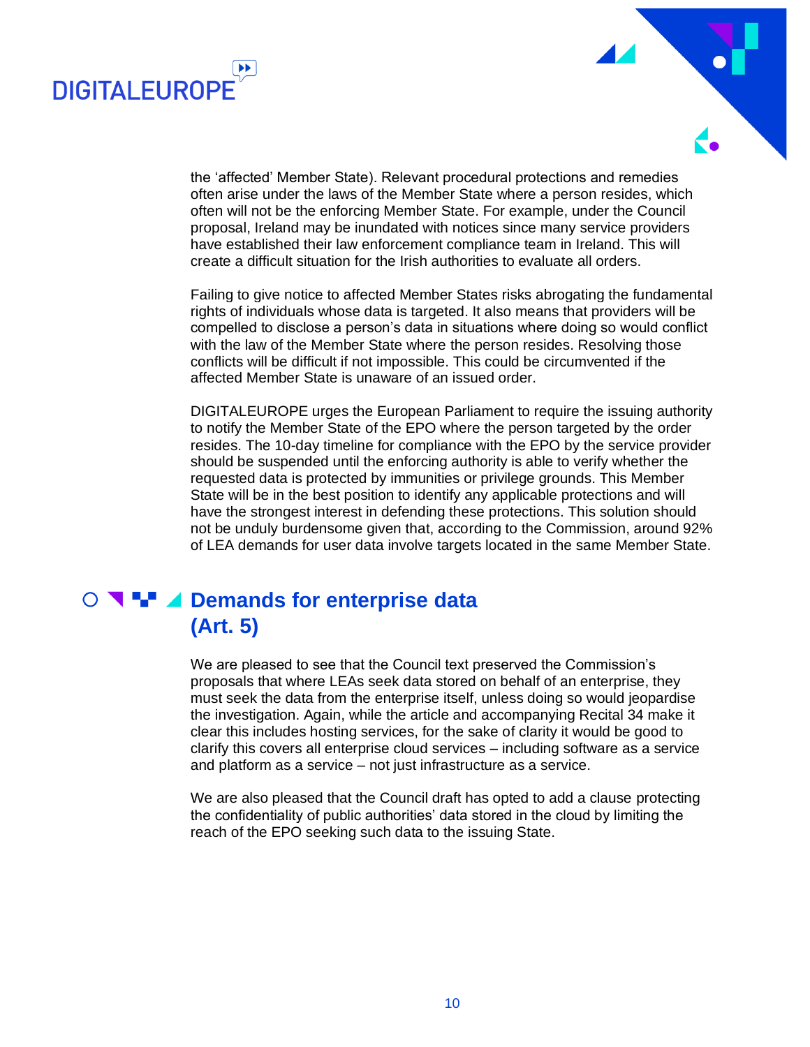the ‘affected’ Member State). Relevant procedural protections and remedies often arise under the laws of the Member State where a person resides, which often will not be the enforcing Member State. For example, under the Council proposal, Ireland may be inundated with notices since many service providers have established their law enforcement compliance team in Ireland. This will create a difficult situation for the Irish authorities to evaluate all orders.

Failing to give notice to affected Member States risks abrogating the fundamental rights of individuals whose data is targeted. It also means that providers will be compelled to disclose a person’s data in situations where doing so would conflict with the law of the Member State where the person resides. Resolving those conflicts will be difficult if not impossible. This could be circumvented if the affected Member State is unaware of an issued order.

DIGITALEUROPE urges the European Parliament to require the issuing authority to notify the Member State of the EPO where the person targeted by the order resides. The 10-day timeline for compliance with the EPO by the service provider should be suspended until the enforcing authority is able to verify whether the requested data is protected by immunities or privilege grounds. This Member State will be in the best position to identify any applicable protections and will have the strongest interest in defending these protections. This solution should not be unduly burdensome given that, according to the Commission, around 92% of LEA demands for user data involve targets located in the same Member State.

## Demands for enterprise data (Art. 5)

We are pleased to see that the Council text preserved the Commission’s proposals that where LEAs seek data stored on behalf of an enterprise, they must seek the data from the enterprise itself, unless doing so would jeopardise the investigation. Again, while the article and accompanying Recital 34 make it clear this includes hosting services, for the sake of clarity it would be good to clarify this covers all enterprise cloud services – including software as a service and platform as a service – not just infrastructure as a service.

We are also pleased that the Council draft has opted to add a clause protecting the confidentiality of public authorities’ data stored in the cloud by limiting the reach of the EPO seeking such data to the issuing State.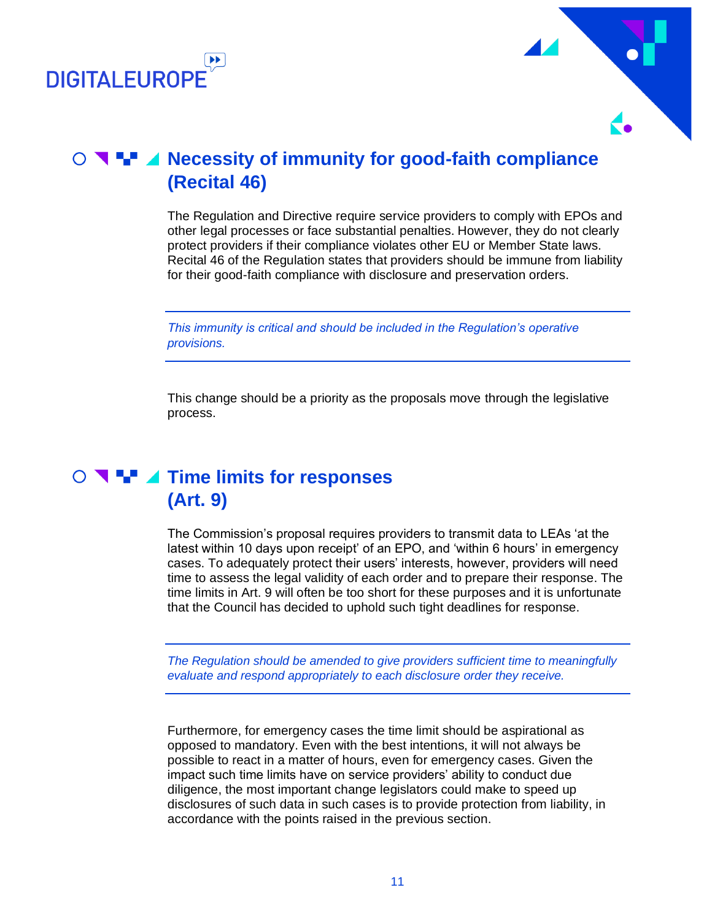## Necessity of immunity for good-faith compliance (Recital 46)

The Regulation and Directive require service providers to comply with EPOs and other legal processes or face substantial penalties. However, they do not clearly protect providers if their compliance violates other EU or Member State laws. Recital 46 of the Regulation states that providers should be immune from liability for their good-faith compliance with disclosure and preservation orders.

---

*This immunity is critical and should be included in the Regulation's operative provisions.*

---

This change should be a priority as the proposals move through the legislative process.

## Time limits for responses (Art. 9)

The Commission's proposal requires providers to transmit data to LEAs 'at the latest within 10 days upon receipt' of an EPO, and 'within 6 hours' in emergency cases. To adequately protect their users' interests, however, providers will need time to assess the legal validity of each order and to prepare their response. The time limits in Art. 9 will often be too short for these purposes and it is unfortunate that the Council has decided to uphold such tight deadlines for response.

---

*The Regulation should be amended to give providers sufficient time to meaningfully evaluate and respond appropriately to each disclosure order they receive.*

---

Furthermore, for emergency cases the time limit should be aspirational as opposed to mandatory. Even with the best intentions, it will not always be possible to react in a matter of hours, even for emergency cases. Given the impact such time limits have on service providers' ability to conduct due diligence, the most important change legislators could make to speed up disclosures of such data in such cases is to provide protection from liability, in accordance with the points raised in the previous section.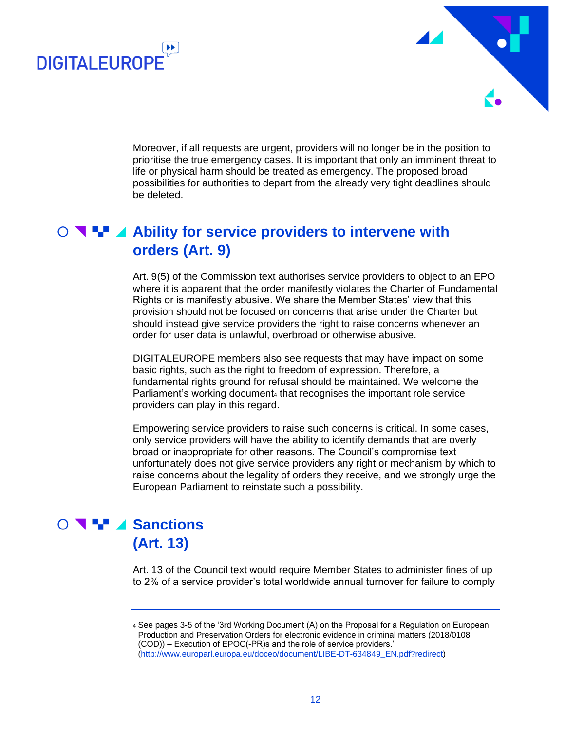Moreover, if all requests are urgent, providers will no longer be in the position to prioritise the true emergency cases. It is important that only an imminent threat to life or physical harm should be treated as emergency. The proposed broad possibilities for authorities to depart from the already very tight deadlines should be deleted.

## Ability for service providers to intervene with orders (Art. 9)

Art. 9(5) of the Commission text authorises service providers to object to an EPO where it is apparent that the order manifestly violates the Charter of Fundamental Rights or is manifestly abusive. We share the Member States' view that this provision should not be focused on concerns that arise under the Charter but should instead give service providers the right to raise concerns whenever an order for user data is unlawful, overbroad or otherwise abusive.

DIGITALEUROPE members also see requests that may have impact on some basic rights, such as the right to freedom of expression. Therefore, a fundamental rights ground for refusal should be maintained. We welcome the Parliament's working document[4] that recognises the important role service providers can play in this regard.

Empowering service providers to raise such concerns is critical. In some cases, only service providers will have the ability to identify demands that are overly broad or inappropriate for other reasons. The Council's compromise text unfortunately does not give service providers any right or mechanism by which to raise concerns about the legality of orders they receive, and we strongly urge the European Parliament to reinstate such a possibility.

## Sanctions (Art. 13)

Art. 13 of the Council text would require Member States to administer fines of up to 2% of a service provider's total worldwide annual turnover for failure to comply

---

[4] See pages 3-5 of the '3rd Working Document (A) on the Proposal for a Regulation on European Production and Preservation Orders for electronic evidence in criminal matters (2018/0108 (COD)) – Execution of EPOC(-PR)s and the role of service providers.' (http://www.europarl.europa.eu/doceo/document/LIBE-DT-634849_EN.pdf?redirect)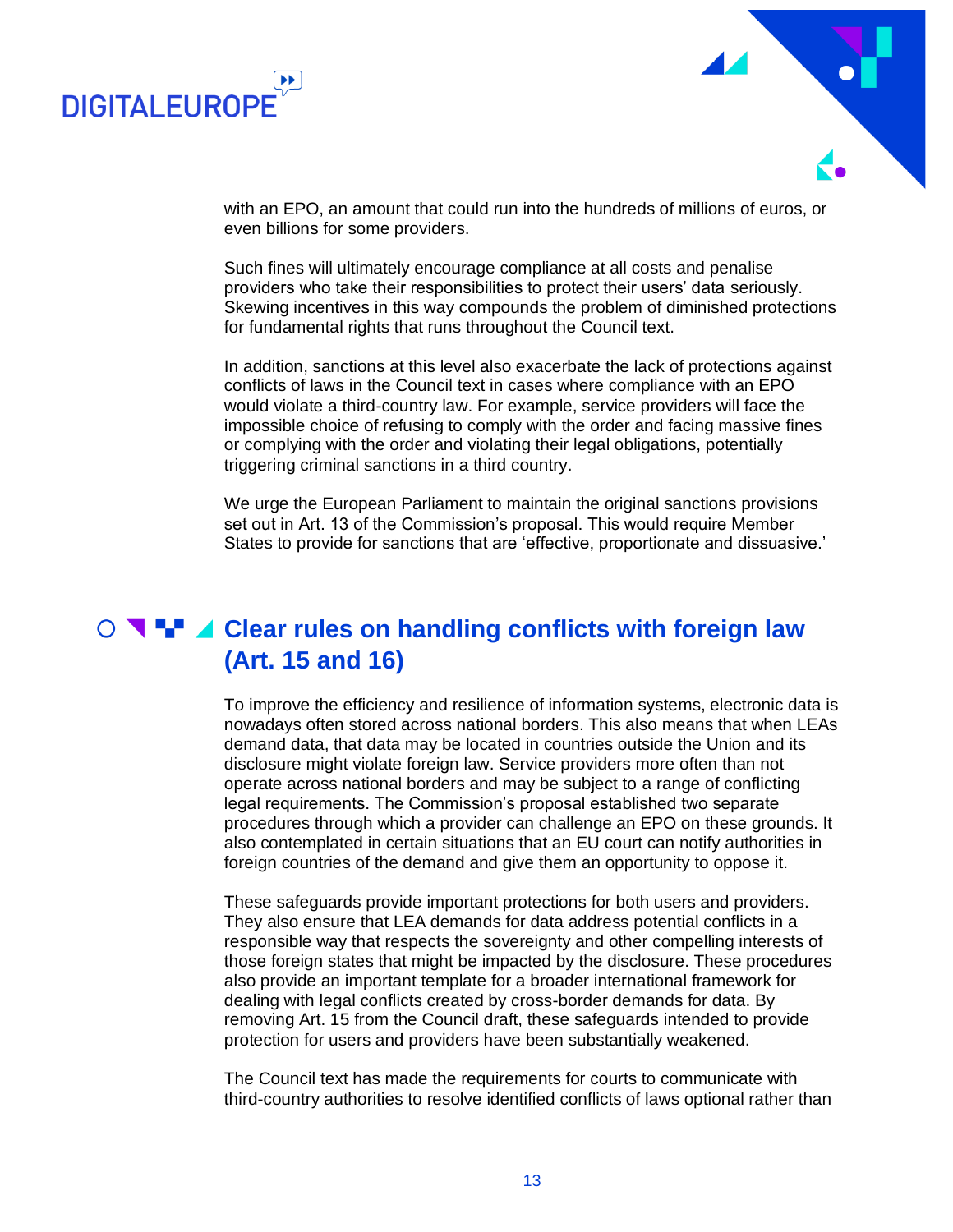with an EPO, an amount that could run into the hundreds of millions of euros, or even billions for some providers.

Such fines will ultimately encourage compliance at all costs and penalise providers who take their responsibilities to protect their users' data seriously. Skewing incentives in this way compounds the problem of diminished protections for fundamental rights that runs throughout the Council text.

In addition, sanctions at this level also exacerbate the lack of protections against conflicts of laws in the Council text in cases where compliance with an EPO would violate a third-country law. For example, service providers will face the impossible choice of refusing to comply with the order and facing massive fines or complying with the order and violating their legal obligations, potentially triggering criminal sanctions in a third country.

We urge the European Parliament to maintain the original sanctions provisions set out in Art. 13 of the Commission's proposal. This would require Member States to provide for sanctions that are 'effective, proportionate and dissuasive.'

## Clear rules on handling conflicts with foreign law (Art. 15 and 16)

To improve the efficiency and resilience of information systems, electronic data is nowadays often stored across national borders. This also means that when LEAs demand data, that data may be located in countries outside the Union and its disclosure might violate foreign law. Service providers more often than not operate across national borders and may be subject to a range of conflicting legal requirements. The Commission's proposal established two separate procedures through which a provider can challenge an EPO on these grounds. It also contemplated in certain situations that an EU court can notify authorities in foreign countries of the demand and give them an opportunity to oppose it.

These safeguards provide important protections for both users and providers. They also ensure that LEA demands for data address potential conflicts in a responsible way that respects the sovereignty and other compelling interests of those foreign states that might be impacted by the disclosure. These procedures also provide an important template for a broader international framework for dealing with legal conflicts created by cross-border demands for data. By removing Art. 15 from the Council draft, these safeguards intended to provide protection for users and providers have been substantially weakened.

The Council text has made the requirements for courts to communicate with third-country authorities to resolve identified conflicts of laws optional rather than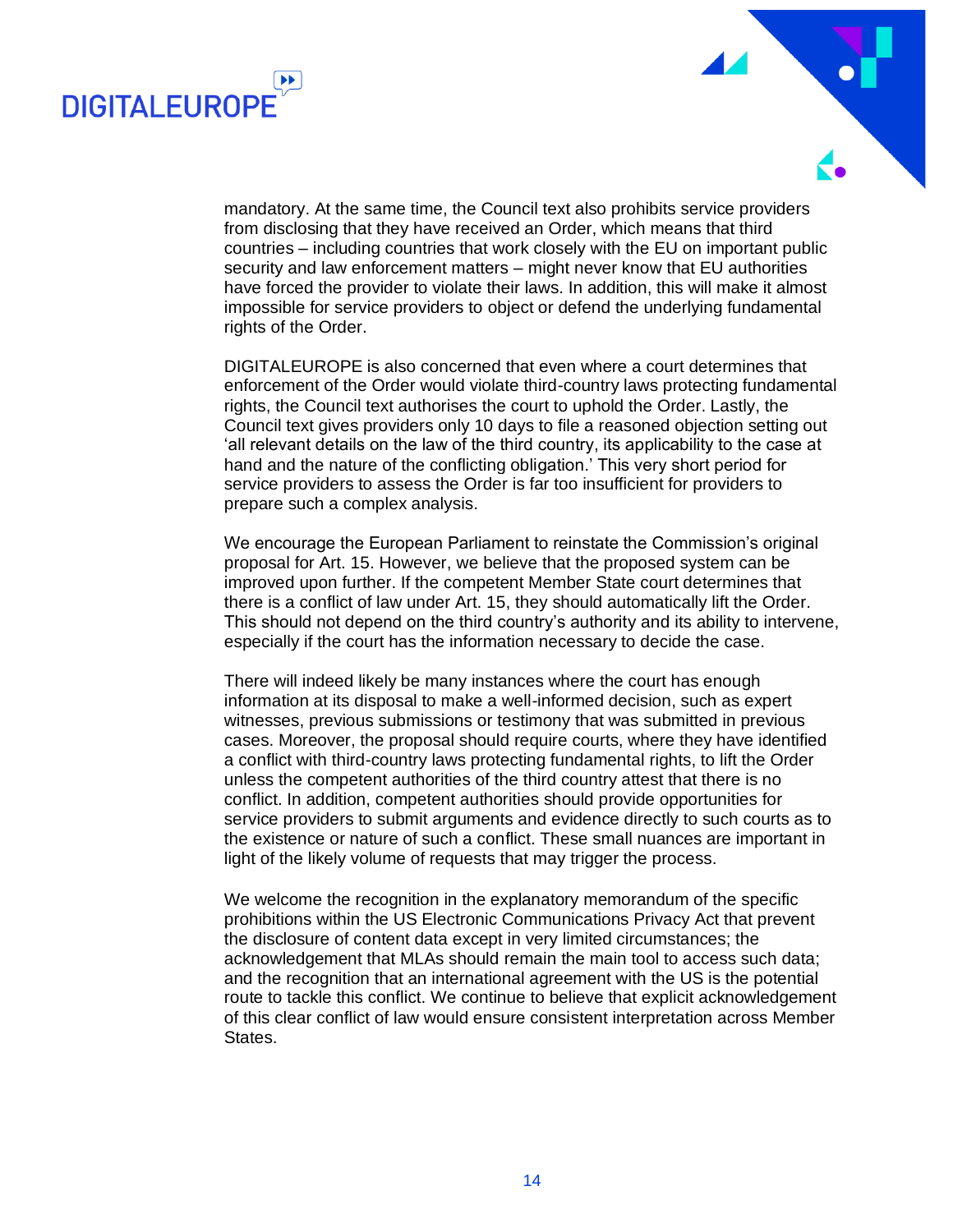mandatory. At the same time, the Council text also prohibits service providers from disclosing that they have received an Order, which means that third countries – including countries that work closely with the EU on important public security and law enforcement matters – might never know that EU authorities have forced the provider to violate their laws. In addition, this will make it almost impossible for service providers to object or defend the underlying fundamental rights of the Order.

DIGITALEUROPE is also concerned that even where a court determines that enforcement of the Order would violate third-country laws protecting fundamental rights, the Council text authorises the court to uphold the Order. Lastly, the Council text gives providers only 10 days to file a reasoned objection setting out 'all relevant details on the law of the third country, its applicability to the case at hand and the nature of the conflicting obligation.' This very short period for service providers to assess the Order is far too insufficient for providers to prepare such a complex analysis.

We encourage the European Parliament to reinstate the Commission's original proposal for Art. 15. However, we believe that the proposed system can be improved upon further. If the competent Member State court determines that there is a conflict of law under Art. 15, they should automatically lift the Order. This should not depend on the third country's authority and its ability to intervene, especially if the court has the information necessary to decide the case.

There will indeed likely be many instances where the court has enough information at its disposal to make a well-informed decision, such as expert witnesses, previous submissions or testimony that was submitted in previous cases. Moreover, the proposal should require courts, where they have identified a conflict with third-country laws protecting fundamental rights, to lift the Order unless the competent authorities of the third country attest that there is no conflict. In addition, competent authorities should provide opportunities for service providers to submit arguments and evidence directly to such courts as to the existence or nature of such a conflict. These small nuances are important in light of the likely volume of requests that may trigger the process.

We welcome the recognition in the explanatory memorandum of the specific prohibitions within the US Electronic Communications Privacy Act that prevent the disclosure of content data except in very limited circumstances; the acknowledgement that MLAs should remain the main tool to access such data; and the recognition that an international agreement with the US is the potential route to tackle this conflict. We continue to believe that explicit acknowledgement of this clear conflict of law would ensure consistent interpretation across Member States.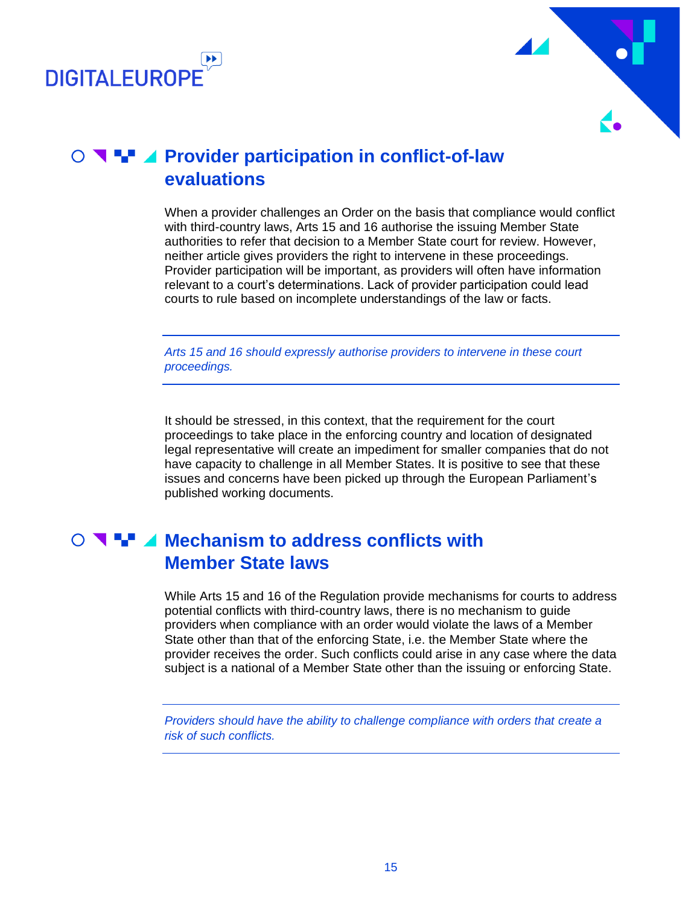## Provider participation in conflict-of-law evaluations

When a provider challenges an Order on the basis that compliance would conflict with third-country laws, Arts 15 and 16 authorise the issuing Member State authorities to refer that decision to a Member State court for review. However, neither article gives providers the right to intervene in these proceedings. Provider participation will be important, as providers will often have information relevant to a court's determinations. Lack of provider participation could lead courts to rule based on incomplete understandings of the law or facts.

---

*Arts 15 and 16 should expressly authorise providers to intervene in these court proceedings.*

---

It should be stressed, in this context, that the requirement for the court proceedings to take place in the enforcing country and location of designated legal representative will create an impediment for smaller companies that do not have capacity to challenge in all Member States. It is positive to see that these issues and concerns have been picked up through the European Parliament's published working documents.

## Mechanism to address conflicts with Member State laws

While Arts 15 and 16 of the Regulation provide mechanisms for courts to address potential conflicts with third-country laws, there is no mechanism to guide providers when compliance with an order would violate the laws of a Member State other than that of the enforcing State, i.e. the Member State where the provider receives the order. Such conflicts could arise in any case where the data subject is a national of a Member State other than the issuing or enforcing State.

---

*Providers should have the ability to challenge compliance with orders that create a risk of such conflicts.*

---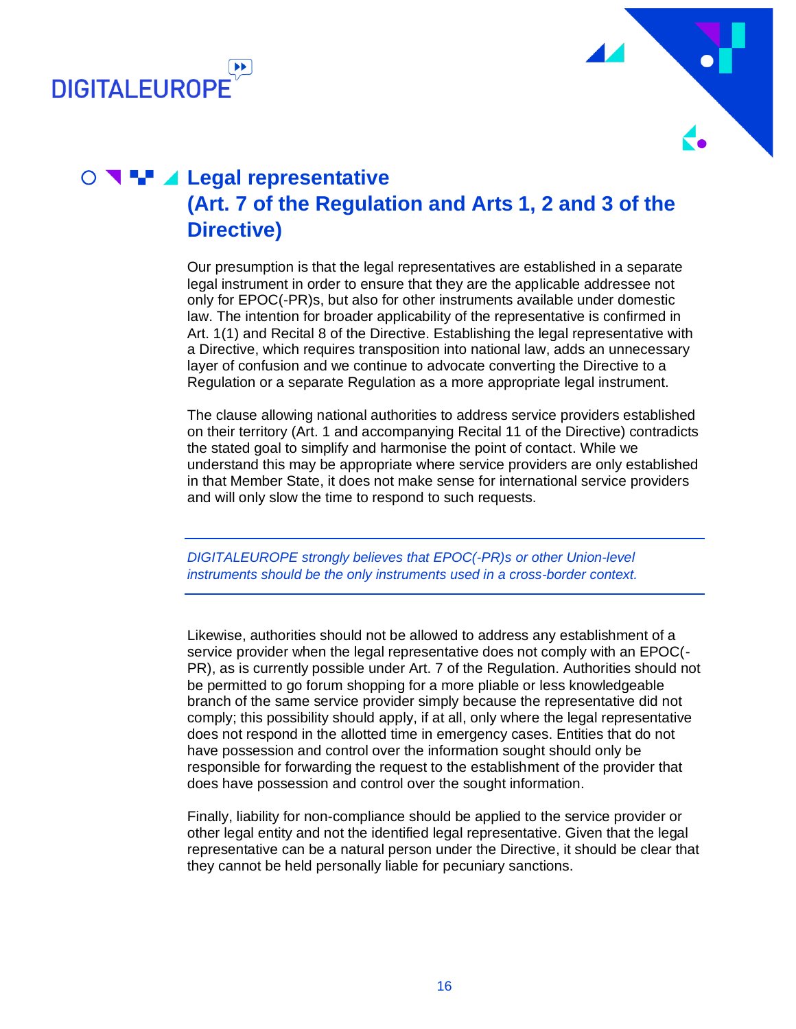## Legal representative (Art. 7 of the Regulation and Arts 1, 2 and 3 of the Directive)

Our presumption is that the legal representatives are established in a separate legal instrument in order to ensure that they are the applicable addressee not only for EPOC(-PR)s, but also for other instruments available under domestic law. The intention for broader applicability of the representative is confirmed in Art. 1(1) and Recital 8 of the Directive. Establishing the legal representative with a Directive, which requires transposition into national law, adds an unnecessary layer of confusion and we continue to advocate converting the Directive to a Regulation or a separate Regulation as a more appropriate legal instrument.

The clause allowing national authorities to address service providers established on their territory (Art. 1 and accompanying Recital 11 of the Directive) contradicts the stated goal to simplify and harmonise the point of contact. While we understand this may be appropriate where service providers are only established in that Member State, it does not make sense for international service providers and will only slow the time to respond to such requests.

---

*DIGITALEUROPE strongly believes that EPOC(-PR)s or other Union-level instruments should be the only instruments used in a cross-border context.*

---

Likewise, authorities should not be allowed to address any establishment of a service provider when the legal representative does not comply with an EPOC(-PR), as is currently possible under Art. 7 of the Regulation. Authorities should not be permitted to go forum shopping for a more pliable or less knowledgeable branch of the same service provider simply because the representative did not comply; this possibility should apply, if at all, only where the legal representative does not respond in the allotted time in emergency cases. Entities that do not have possession and control over the information sought should only be responsible for forwarding the request to the establishment of the provider that does have possession and control over the sought information.

Finally, liability for non-compliance should be applied to the service provider or other legal entity and not the identified legal representative. Given that the legal representative can be a natural person under the Directive, it should be clear that they cannot be held personally liable for pecuniary sanctions.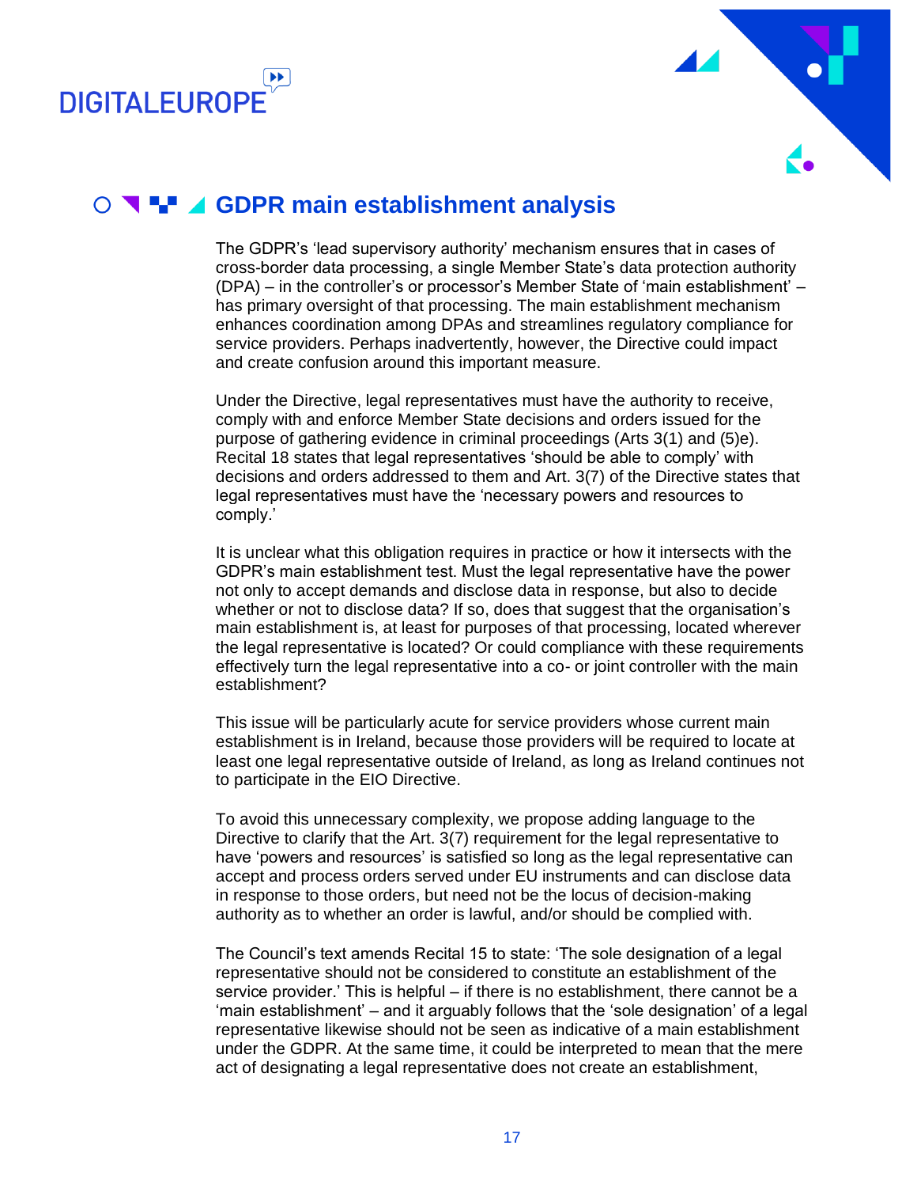## GDPR main establishment analysis

The GDPR's 'lead supervisory authority' mechanism ensures that in cases of cross-border data processing, a single Member State's data protection authority (DPA) – in the controller's or processor's Member State of 'main establishment' – has primary oversight of that processing. The main establishment mechanism enhances coordination among DPAs and streamlines regulatory compliance for service providers. Perhaps inadvertently, however, the Directive could impact and create confusion around this important measure.

Under the Directive, legal representatives must have the authority to receive, comply with and enforce Member State decisions and orders issued for the purpose of gathering evidence in criminal proceedings (Arts 3(1) and (5)e). Recital 18 states that legal representatives 'should be able to comply' with decisions and orders addressed to them and Art. 3(7) of the Directive states that legal representatives must have the 'necessary powers and resources to comply.'

It is unclear what this obligation requires in practice or how it intersects with the GDPR's main establishment test. Must the legal representative have the power not only to accept demands and disclose data in response, but also to decide whether or not to disclose data? If so, does that suggest that the organisation's main establishment is, at least for purposes of that processing, located wherever the legal representative is located? Or could compliance with these requirements effectively turn the legal representative into a co- or joint controller with the main establishment?

This issue will be particularly acute for service providers whose current main establishment is in Ireland, because those providers will be required to locate at least one legal representative outside of Ireland, as long as Ireland continues not to participate in the EIO Directive.

To avoid this unnecessary complexity, we propose adding language to the Directive to clarify that the Art. 3(7) requirement for the legal representative to have 'powers and resources' is satisfied so long as the legal representative can accept and process orders served under EU instruments and can disclose data in response to those orders, but need not be the locus of decision-making authority as to whether an order is lawful, and/or should be complied with.

The Council's text amends Recital 15 to state: 'The sole designation of a legal representative should not be considered to constitute an establishment of the service provider.' This is helpful – if there is no establishment, there cannot be a 'main establishment' – and it arguably follows that the 'sole designation' of a legal representative likewise should not be seen as indicative of a main establishment under the GDPR. At the same time, it could be interpreted to mean that the mere act of designating a legal representative does not create an establishment,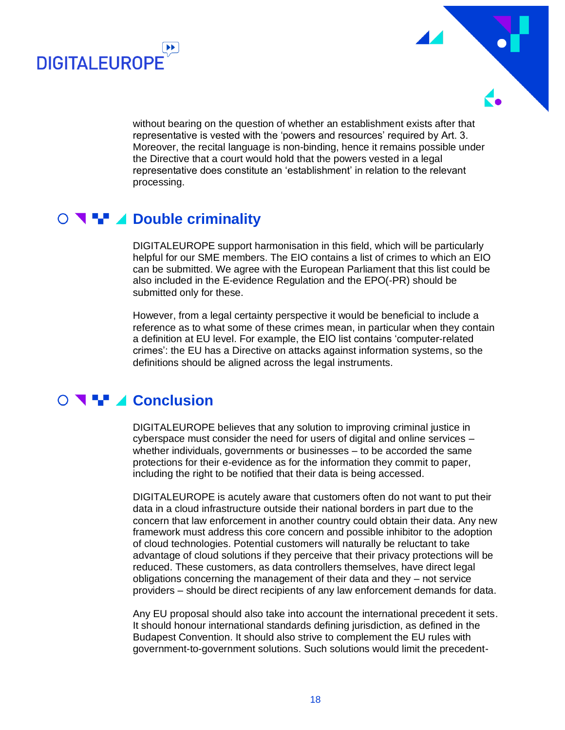without bearing on the question of whether an establishment exists after that representative is vested with the 'powers and resources' required by Art. 3. Moreover, the recital language is non-binding, hence it remains possible under the Directive that a court would hold that the powers vested in a legal representative does constitute an 'establishment' in relation to the relevant processing.

## Double criminality

DIGITALEUROPE support harmonisation in this field, which will be particularly helpful for our SME members. The EIO contains a list of crimes to which an EIO can be submitted. We agree with the European Parliament that this list could be also included in the E-evidence Regulation and the EPO(-PR) should be submitted only for these.

However, from a legal certainty perspective it would be beneficial to include a reference as to what some of these crimes mean, in particular when they contain a definition at EU level. For example, the EIO list contains 'computer-related crimes': the EU has a Directive on attacks against information systems, so the definitions should be aligned across the legal instruments.

## Conclusion

DIGITALEUROPE believes that any solution to improving criminal justice in cyberspace must consider the need for users of digital and online services – whether individuals, governments or businesses – to be accorded the same protections for their e-evidence as for the information they commit to paper, including the right to be notified that their data is being accessed.

DIGITALEUROPE is acutely aware that customers often do not want to put their data in a cloud infrastructure outside their national borders in part due to the concern that law enforcement in another country could obtain their data. Any new framework must address this core concern and possible inhibitor to the adoption of cloud technologies. Potential customers will naturally be reluctant to take advantage of cloud solutions if they perceive that their privacy protections will be reduced. These customers, as data controllers themselves, have direct legal obligations concerning the management of their data and they – not service providers – should be direct recipients of any law enforcement demands for data.

Any EU proposal should also take into account the international precedent it sets. It should honour international standards defining jurisdiction, as defined in the Budapest Convention. It should also strive to complement the EU rules with government-to-government solutions. Such solutions would limit the precedent-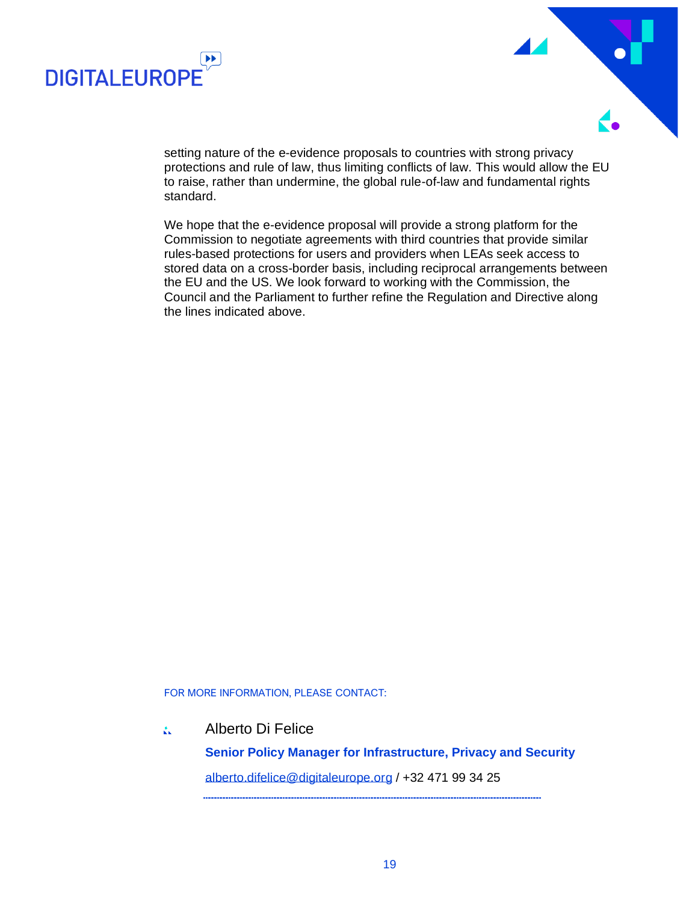setting nature of the e-evidence proposals to countries with strong privacy protections and rule of law, thus limiting conflicts of law. This would allow the EU to raise, rather than undermine, the global rule-of-law and fundamental rights standard.

We hope that the e-evidence proposal will provide a strong platform for the Commission to negotiate agreements with third countries that provide similar rules-based protections for users and providers when LEAs seek access to stored data on a cross-border basis, including reciprocal arrangements between the EU and the US. We look forward to working with the Commission, the Council and the Parliament to further refine the Regulation and Directive along the lines indicated above.

FOR MORE INFORMATION, PLEASE CONTACT:

Alberto Di Felice

**Senior Policy Manager for Infrastructure, Privacy and Security**

alberto.difelice@digitaleurope.org / +32 471 99 34 25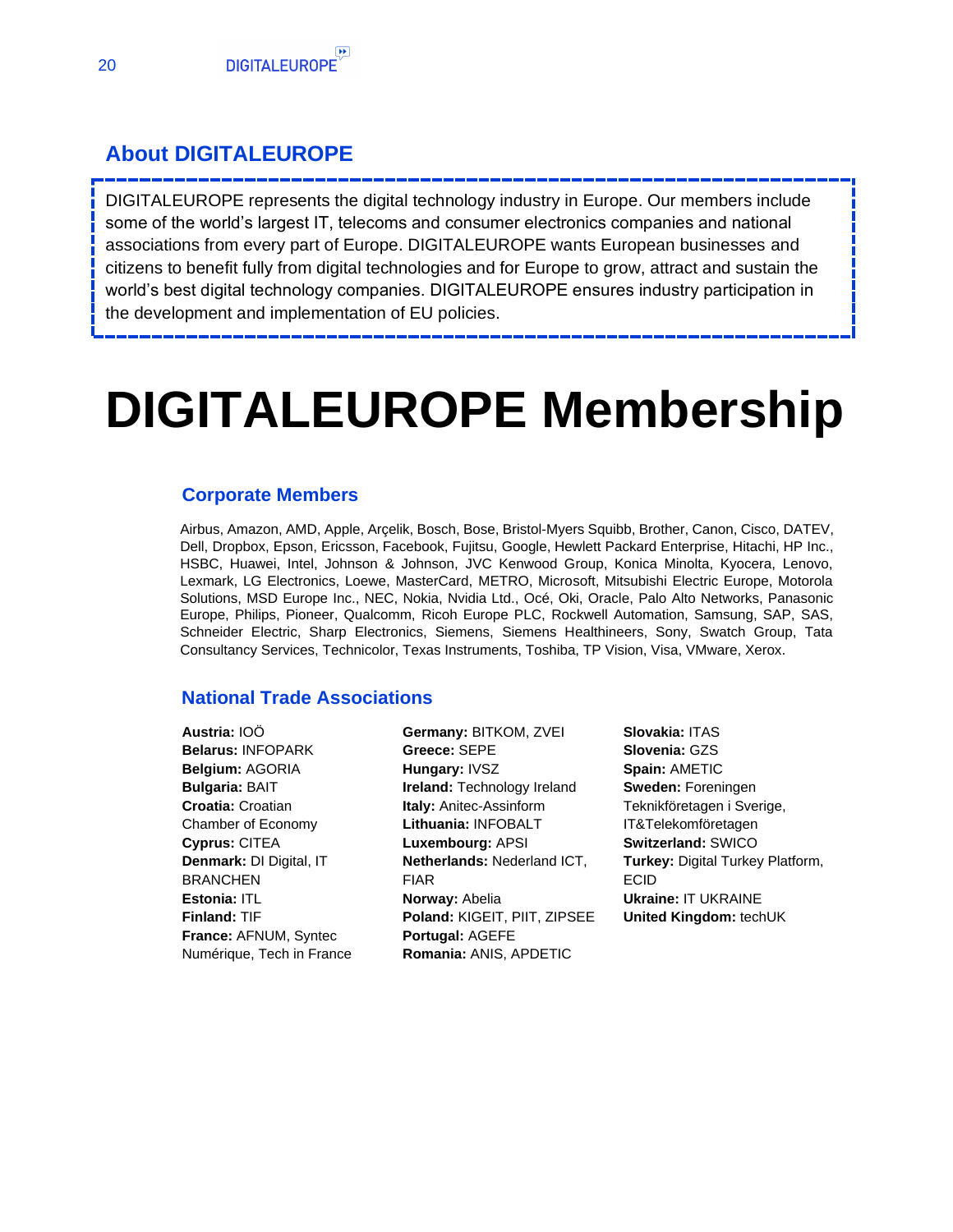## About DIGITALEUROPE

DIGITALEUROPE represents the digital technology industry in Europe. Our members include some of the world's largest IT, telecoms and consumer electronics companies and national associations from every part of Europe. DIGITALEUROPE wants European businesses and citizens to benefit fully from digital technologies and for Europe to grow, attract and sustain the world's best digital technology companies. DIGITALEUROPE ensures industry participation in the development and implementation of EU policies.

# DIGITALEUROPE Membership

### Corporate Members

Airbus, Amazon, AMD, Apple, Arçelik, Bosch, Bose, Bristol-Myers Squibb, Brother, Canon, Cisco, DATEV, Dell, Dropbox, Epson, Ericsson, Facebook, Fujitsu, Google, Hewlett Packard Enterprise, Hitachi, HP Inc., HSBC, Huawei, Intel, Johnson & Johnson, JVC Kenwood Group, Konica Minolta, Kyocera, Lenovo, Lexmark, LG Electronics, Loewe, MasterCard, METRO, Microsoft, Mitsubishi Electric Europe, Motorola Solutions, MSD Europe Inc., NEC, Nokia, Nvidia Ltd., Océ, Oki, Oracle, Palo Alto Networks, Panasonic Europe, Philips, Pioneer, Qualcomm, Ricoh Europe PLC, Rockwell Automation, Samsung, SAP, SAS, Schneider Electric, Sharp Electronics, Siemens, Siemens Healthineers, Sony, Swatch Group, Tata Consultancy Services, Technicolor, Texas Instruments, Toshiba, TP Vision, Visa, VMware, Xerox.

### National Trade Associations

**Austria:** IOÖ  
**Belarus:** INFOPARK  
**Belgium:** AGORIA  
**Bulgaria:** BAIT  
**Croatia:** Croatian Chamber of Economy  
**Cyprus:** CITEA  
**Denmark:** DI Digital, IT BRANCHEN  
**Estonia:** ITL  
**Finland:** TIF  
**France:** AFNUM, Syntec Numérique, Tech in France  
**Germany:** BITKOM, ZVEI  
**Greece:** SEPE  
**Hungary:** IVSZ  
**Ireland:** Technology Ireland  
**Italy:** Anitec-Assinform  
**Lithuania:** INFOBALT  
**Luxembourg:** APSI  
**Netherlands:** Nederland ICT, FIAR  
**Norway:** Abelia  
**Poland:** KIGEIT, PIIT, ZIPSEE  
**Portugal:** AGEFE  
**Romania:** ANIS, APDETIC  
**Slovakia:** ITAS  
**Slovenia:** GZS  
**Spain:** AMETIC  
**Sweden:** Foreningen Teknikföretagen i Sverige, IT&Telekomföretagen  
**Switzerland:** SWICO  
**Turkey:** Digital Turkey Platform, ECID  
**Ukraine:** IT UKRAINE  
**United Kingdom:** techUK